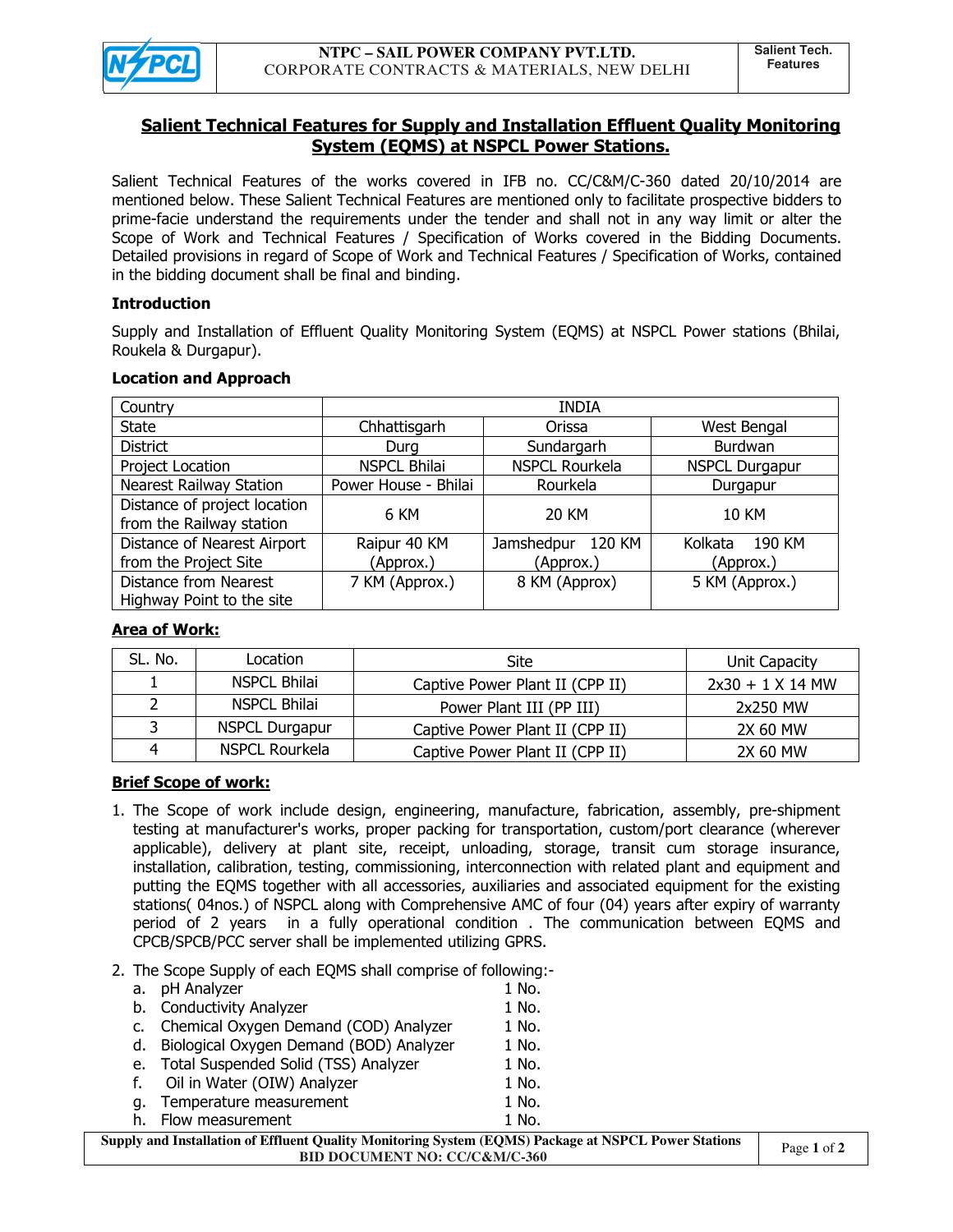## Salient Technical Features for Supply and Installation Effluent Quality Monitoring System (EQMS) at NSPCL Power Stations.

Salient Technical Features of the works covered in IFB no. CC/C&M/C-360 dated 20/10/2014 are mentioned below. These Salient Technical Features are mentioned only to facilitate prospective bidders to prime-facie understand the requirements under the tender and shall not in any way limit or alter the Scope of Work and Technical Features / Specification of Works covered in the Bidding Documents. Detailed provisions in regard of Scope of Work and Technical Features / Specification of Works, contained in the bidding document shall be final and binding.

### Introduction

Supply and Installation of Effluent Quality Monitoring System (EQMS) at NSPCL Power stations (Bhilai, Roukela & Durgapur).

### Location and Approach

| Country | INDIA | | |
|---|---|---|---|
| State | Chhattisgarh | Orissa | West Bengal |
| District | Durg | Sundargarh | Burdwan |
| Project Location | NSPCL Bhilai | NSPCL Rourkela | NSPCL Durgapur |
| Nearest Railway Station | Power House - Bhilai | Rourkela | Durgapur |
| Distance of project location from the Railway station | 6 KM | 20 KM | 10 KM |
| Distance of Nearest Airport from the Project Site | Raipur 40 KM (Approx.) | Jamshedpur 120 KM (Approx.) | Kolkata 190 KM (Approx.) |
| Distance from Nearest Highway Point to the site | 7 KM (Approx.) | 8 KM (Approx) | 5 KM (Approx.) |

### Area of Work:

| SL. No. | Location | Site | Unit Capacity |
|---|---|---|---|
| 1 | NSPCL Bhilai | Captive Power Plant II (CPP II) | 2x30 + 1 X 14 MW |
| 2 | NSPCL Bhilai | Power Plant III (PP III) | 2x250 MW |
| 3 | NSPCL Durgapur | Captive Power Plant II (CPP II) | 2X 60 MW |
| 4 | NSPCL Rourkela | Captive Power Plant II (CPP II) | 2X 60 MW |

### Brief Scope of work:

1. The Scope of work include design, engineering, manufacture, fabrication, assembly, pre-shipment testing at manufacturer's works, proper packing for transportation, custom/port clearance (wherever applicable), delivery at plant site, receipt, unloading, storage, transit cum storage insurance, installation, calibration, testing, commissioning, interconnection with related plant and equipment and putting the EQMS together with all accessories, auxiliaries and associated equipment for the existing stations( 04nos.) of NSPCL along with Comprehensive AMC of four (04) years after expiry of warranty period of 2 years in a fully operational condition . The communication between EQMS and CPCB/SPCB/PCC server shall be implemented utilizing GPRS.

2. The Scope Supply of each EQMS shall comprise of following:-
   a. pH Analyzer 1 No.
   b. Conductivity Analyzer 1 No.
   c. Chemical Oxygen Demand (COD) Analyzer 1 No.
   d. Biological Oxygen Demand (BOD) Analyzer 1 No.
   e. Total Suspended Solid (TSS) Analyzer 1 No.
   f. Oil in Water (OIW) Analyzer 1 No.
   g. Temperature measurement 1 No.
   h. Flow measurement 1 No.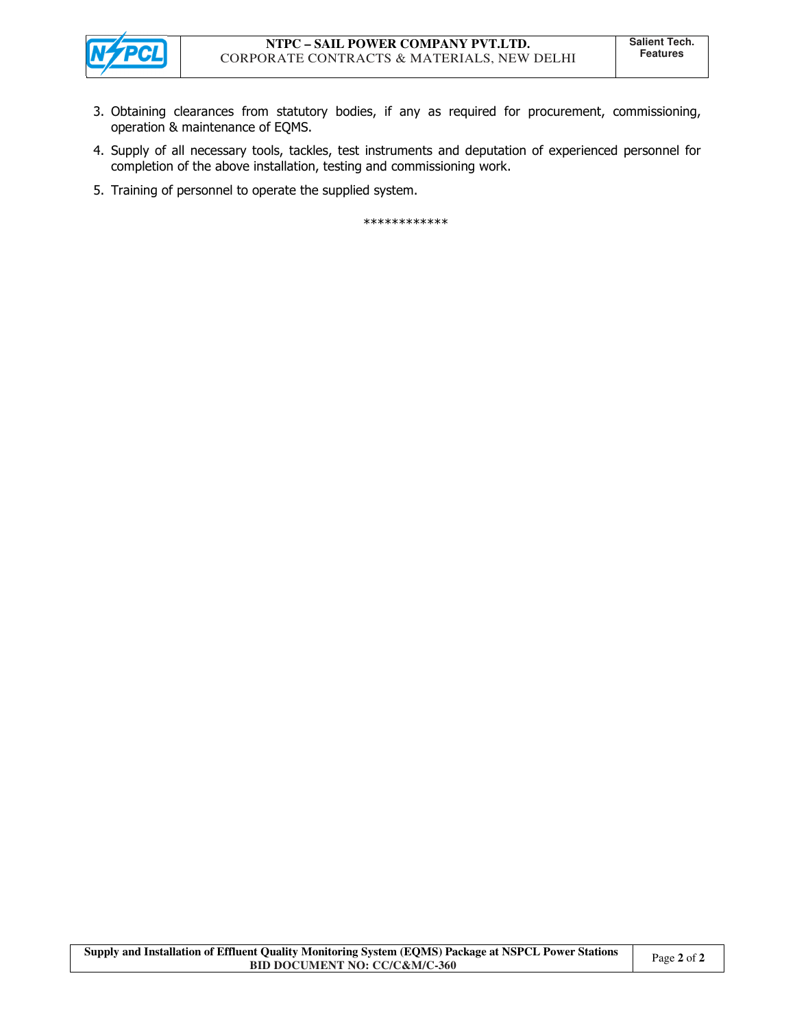3. Obtaining clearances from statutory bodies, if any as required for procurement, commissioning, operation & maintenance of EQMS.
4. Supply of all necessary tools, tackles, test instruments and deputation of experienced personnel for completion of the above installation, testing and commissioning work.
5. Training of personnel to operate the supplied system.

************